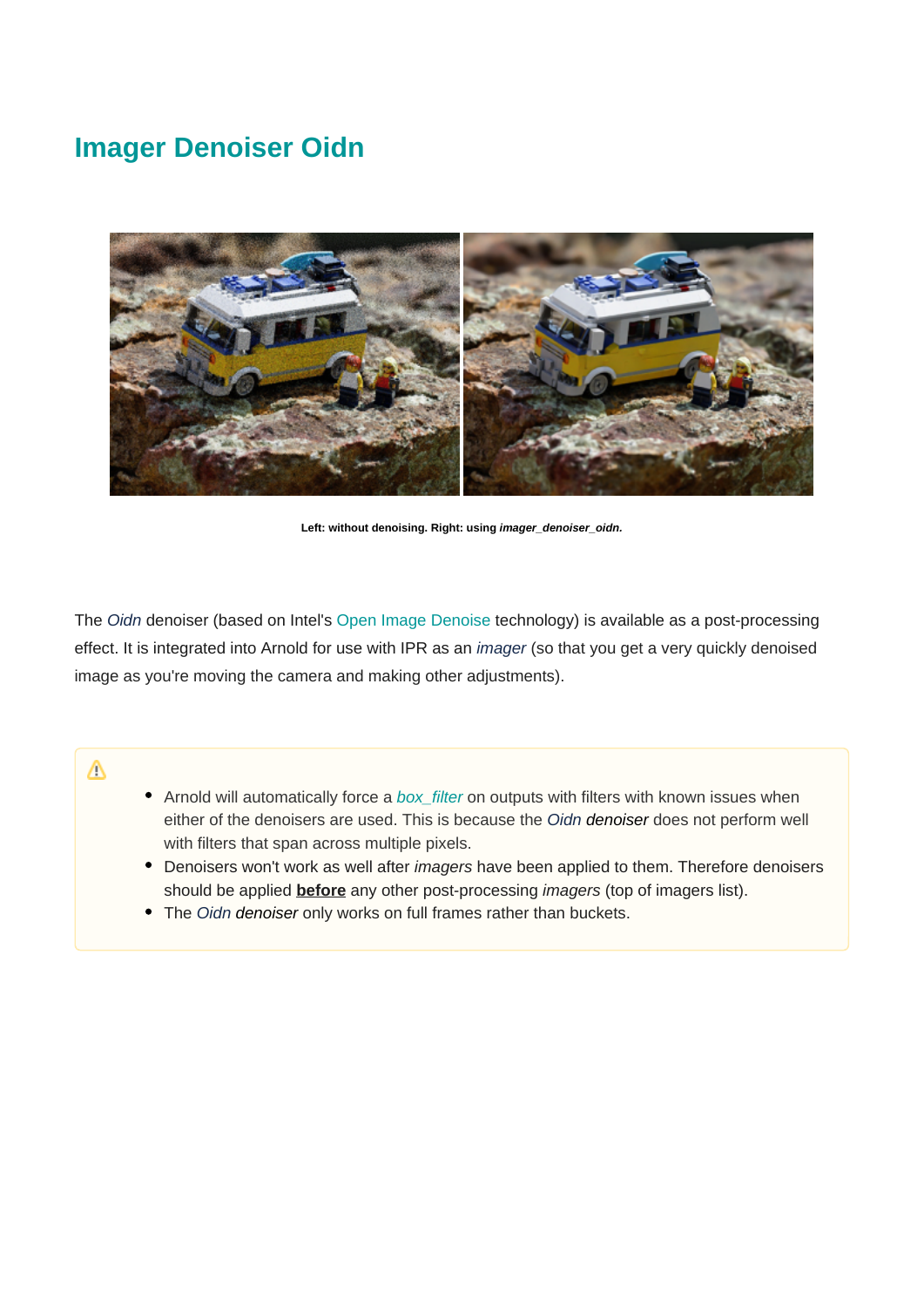# Imager Denoiser Oidn

**Left: without denoising. Right: using *imager_denoiser_oidn*.**

The *Oidn* denoiser (based on Intel's Open Image Denoise technology) is available as a post-processing effect. It is integrated into Arnold for use with IPR as an *imager* (so that you get a very quickly denoised image as you're moving the camera and making other adjustments).

⚠

- Arnold will automatically force a *box_filter* on outputs with filters with known issues when either of the denoisers are used. This is because the *Oidn denoiser* does not perform well with filters that span across multiple pixels.
- Denoisers won't work as well after *imagers* have been applied to them. Therefore denoisers should be applied **before** any other post-processing *imagers* (top of imagers list).
- The *Oidn denoiser* only works on full frames rather than buckets.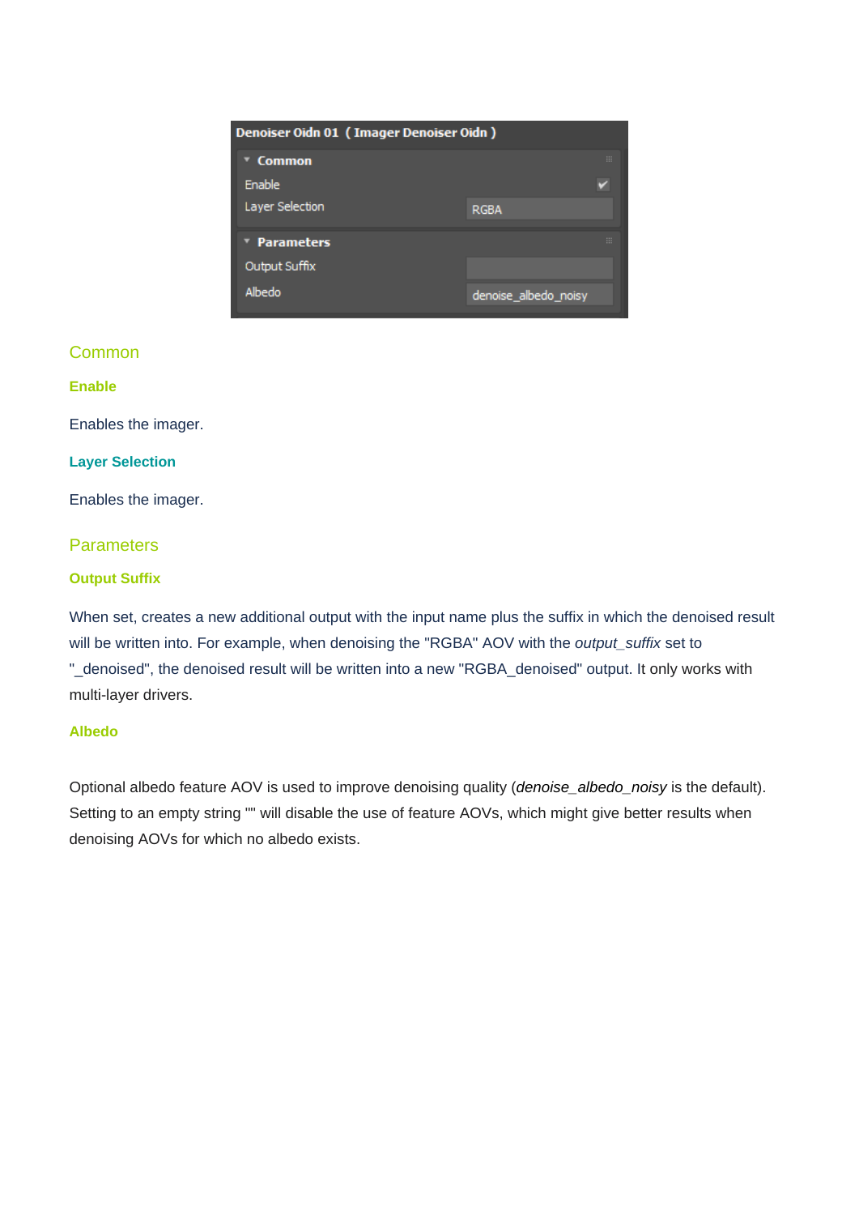## Common

### Enable

Enables the imager.

### Layer Selection

Enables the imager.

## Parameters

### Output Suffix

When set, creates a new additional output with the input name plus the suffix in which the denoised result will be written into. For example, when denoising the "RGBA" AOV with the *output_suffix* set to "_denoised", the denoised result will be written into a new "RGBA_denoised" output. It only works with multi-layer drivers.

### Albedo

Optional albedo feature AOV is used to improve denoising quality (*denoise_albedo_noisy* is the default). Setting to an empty string "" will disable the use of feature AOVs, which might give better results when denoising AOVs for which no albedo exists.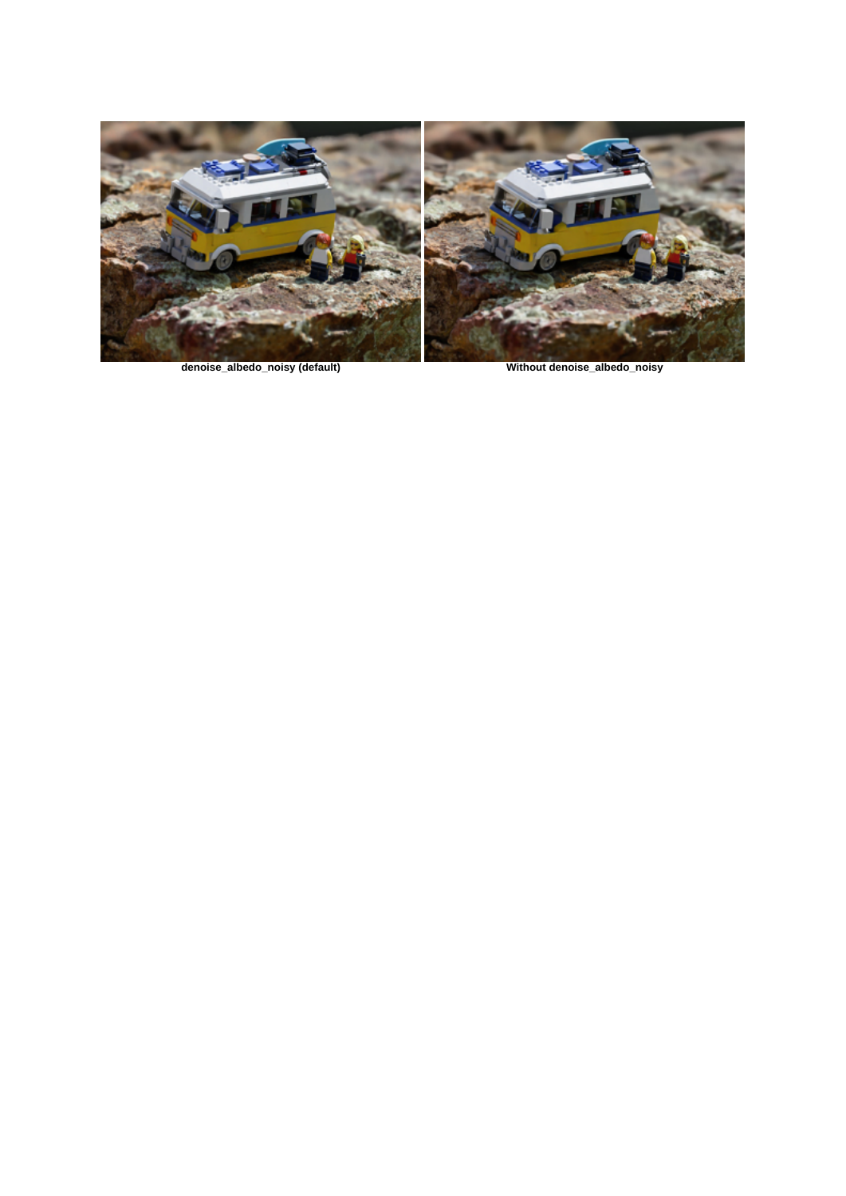**denoise_albedo_noisy (default)**

**Without denoise_albedo_noisy**